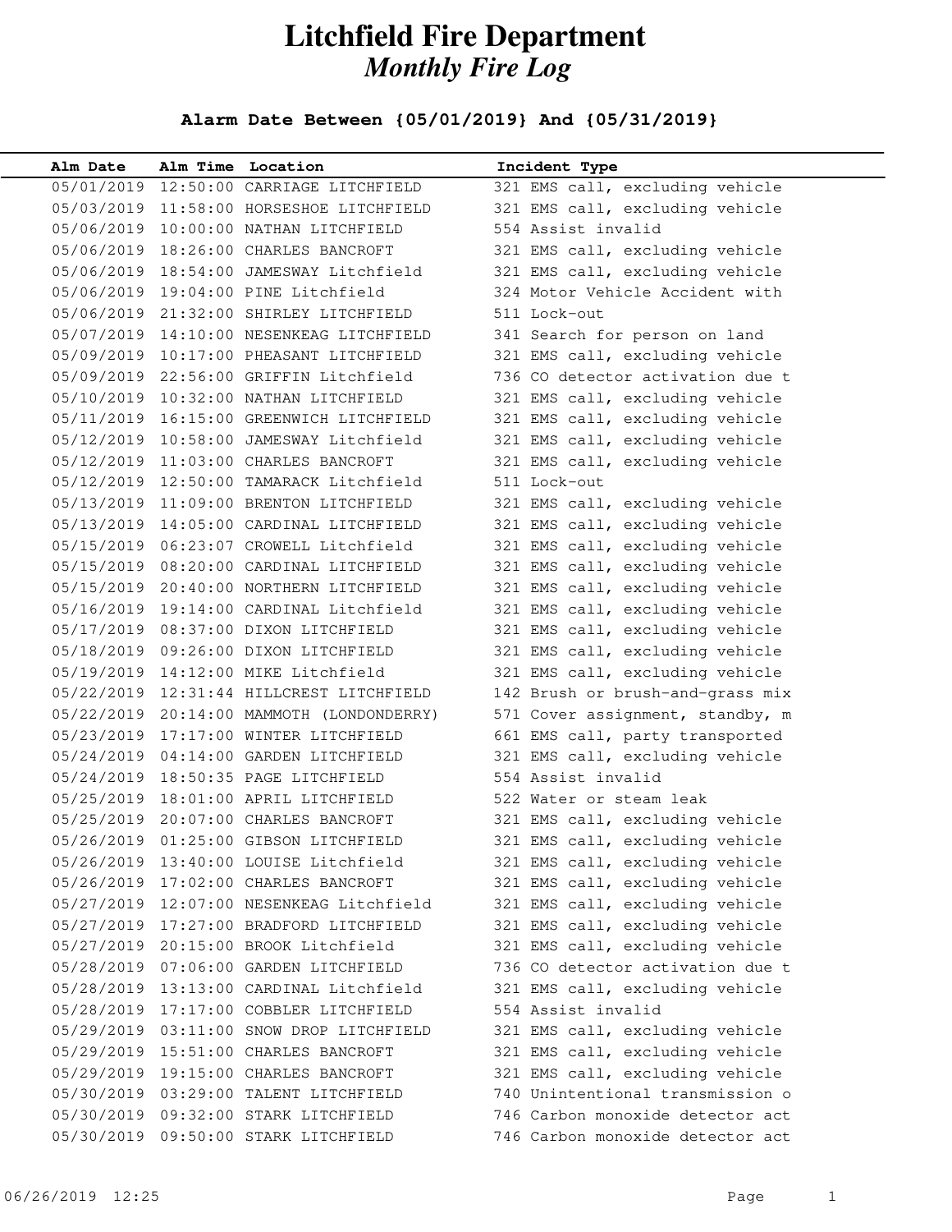# Litchfield Fire Department
## *Monthly Fire Log*

**Alarm Date Between {05/01/2019} And {05/31/2019}**

| Alm Date | Alm Time | Location | Incident Type |
|---|---|---|---|
| 05/01/2019 | 12:50:00 | CARRIAGE LITCHFIELD | 321 EMS call, excluding vehicle |
| 05/03/2019 | 11:58:00 | HORSESHOE LITCHFIELD | 321 EMS call, excluding vehicle |
| 05/06/2019 | 10:00:00 | NATHAN LITCHFIELD | 554 Assist invalid |
| 05/06/2019 | 18:26:00 | CHARLES BANCROFT | 321 EMS call, excluding vehicle |
| 05/06/2019 | 18:54:00 | JAMESWAY Litchfield | 321 EMS call, excluding vehicle |
| 05/06/2019 | 19:04:00 | PINE Litchfield | 324 Motor Vehicle Accident with |
| 05/06/2019 | 21:32:00 | SHIRLEY LITCHFIELD | 511 Lock-out |
| 05/07/2019 | 14:10:00 | NESENKEAG LITCHFIELD | 341 Search for person on land |
| 05/09/2019 | 10:17:00 | PHEASANT LITCHFIELD | 321 EMS call, excluding vehicle |
| 05/09/2019 | 22:56:00 | GRIFFIN Litchfield | 736 CO detector activation due t |
| 05/10/2019 | 10:32:00 | NATHAN LITCHFIELD | 321 EMS call, excluding vehicle |
| 05/11/2019 | 16:15:00 | GREENWICH LITCHFIELD | 321 EMS call, excluding vehicle |
| 05/12/2019 | 10:58:00 | JAMESWAY Litchfield | 321 EMS call, excluding vehicle |
| 05/12/2019 | 11:03:00 | CHARLES BANCROFT | 321 EMS call, excluding vehicle |
| 05/12/2019 | 12:50:00 | TAMARACK Litchfield | 511 Lock-out |
| 05/13/2019 | 11:09:00 | BRENTON LITCHFIELD | 321 EMS call, excluding vehicle |
| 05/13/2019 | 14:05:00 | CARDINAL LITCHFIELD | 321 EMS call, excluding vehicle |
| 05/15/2019 | 06:23:07 | CROWELL Litchfield | 321 EMS call, excluding vehicle |
| 05/15/2019 | 08:20:00 | CARDINAL LITCHFIELD | 321 EMS call, excluding vehicle |
| 05/15/2019 | 20:40:00 | NORTHERN LITCHFIELD | 321 EMS call, excluding vehicle |
| 05/16/2019 | 19:14:00 | CARDINAL Litchfield | 321 EMS call, excluding vehicle |
| 05/17/2019 | 08:37:00 | DIXON LITCHFIELD | 321 EMS call, excluding vehicle |
| 05/18/2019 | 09:26:00 | DIXON LITCHFIELD | 321 EMS call, excluding vehicle |
| 05/19/2019 | 14:12:00 | MIKE Litchfield | 321 EMS call, excluding vehicle |
| 05/22/2019 | 12:31:44 | HILLCREST LITCHFIELD | 142 Brush or brush-and-grass mix |
| 05/22/2019 | 20:14:00 | MAMMOTH (LONDONDERRY) | 571 Cover assignment, standby, m |
| 05/23/2019 | 17:17:00 | WINTER LITCHFIELD | 661 EMS call, party transported |
| 05/24/2019 | 04:14:00 | GARDEN LITCHFIELD | 321 EMS call, excluding vehicle |
| 05/24/2019 | 18:50:35 | PAGE LITCHFIELD | 554 Assist invalid |
| 05/25/2019 | 18:01:00 | APRIL LITCHFIELD | 522 Water or steam leak |
| 05/25/2019 | 20:07:00 | CHARLES BANCROFT | 321 EMS call, excluding vehicle |
| 05/26/2019 | 01:25:00 | GIBSON LITCHFIELD | 321 EMS call, excluding vehicle |
| 05/26/2019 | 13:40:00 | LOUISE Litchfield | 321 EMS call, excluding vehicle |
| 05/26/2019 | 17:02:00 | CHARLES BANCROFT | 321 EMS call, excluding vehicle |
| 05/27/2019 | 12:07:00 | NESENKEAG Litchfield | 321 EMS call, excluding vehicle |
| 05/27/2019 | 17:27:00 | BRADFORD LITCHFIELD | 321 EMS call, excluding vehicle |
| 05/27/2019 | 20:15:00 | BROOK Litchfield | 321 EMS call, excluding vehicle |
| 05/28/2019 | 07:06:00 | GARDEN LITCHFIELD | 736 CO detector activation due t |
| 05/28/2019 | 13:13:00 | CARDINAL Litchfield | 321 EMS call, excluding vehicle |
| 05/28/2019 | 17:17:00 | COBBLER LITCHFIELD | 554 Assist invalid |
| 05/29/2019 | 03:11:00 | SNOW DROP LITCHFIELD | 321 EMS call, excluding vehicle |
| 05/29/2019 | 15:51:00 | CHARLES BANCROFT | 321 EMS call, excluding vehicle |
| 05/29/2019 | 19:15:00 | CHARLES BANCROFT | 321 EMS call, excluding vehicle |
| 05/30/2019 | 03:29:00 | TALENT LITCHFIELD | 740 Unintentional transmission o |
| 05/30/2019 | 09:32:00 | STARK LITCHFIELD | 746 Carbon monoxide detector act |
| 05/30/2019 | 09:50:00 | STARK LITCHFIELD | 746 Carbon monoxide detector act |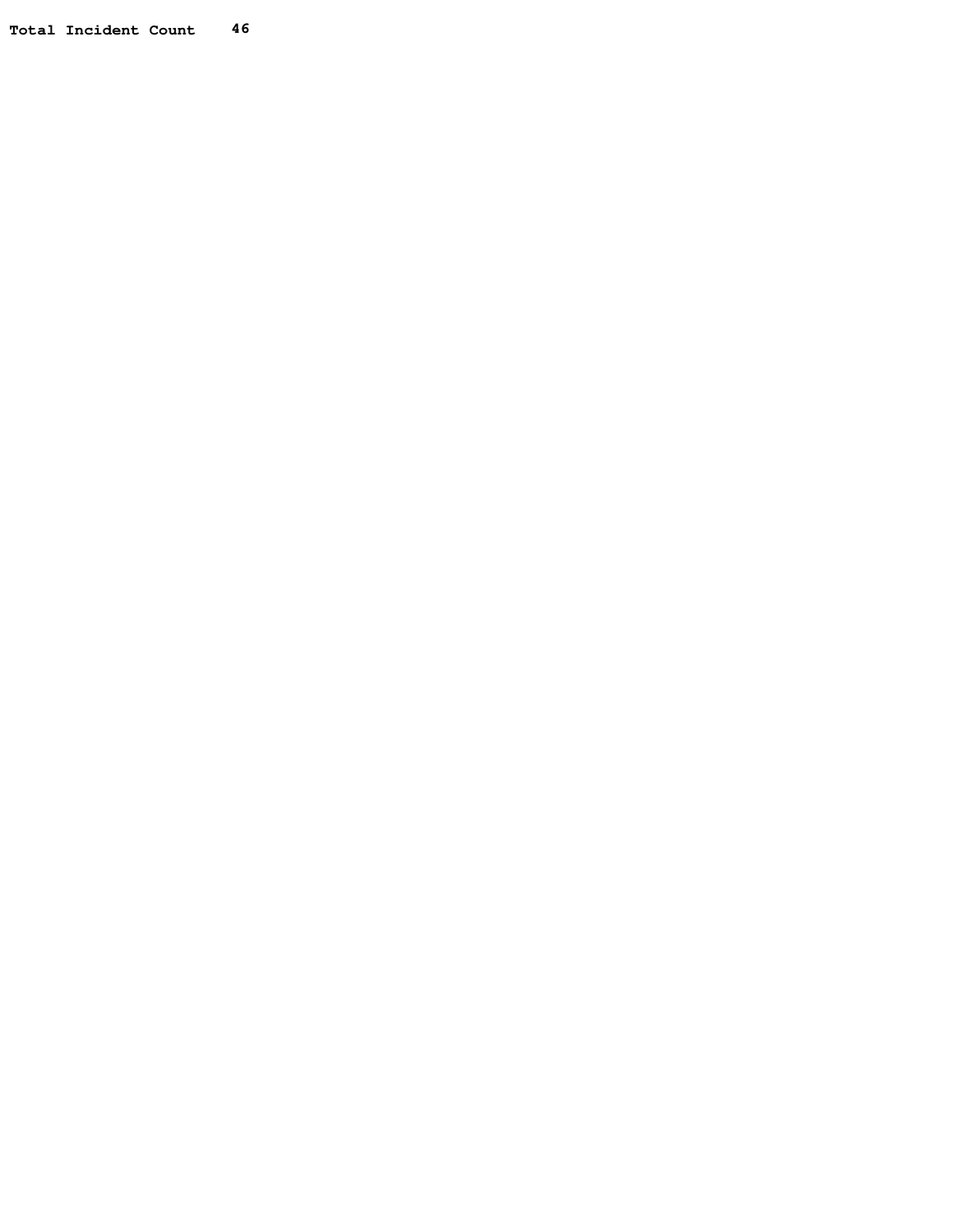**Total Incident Count** **46**